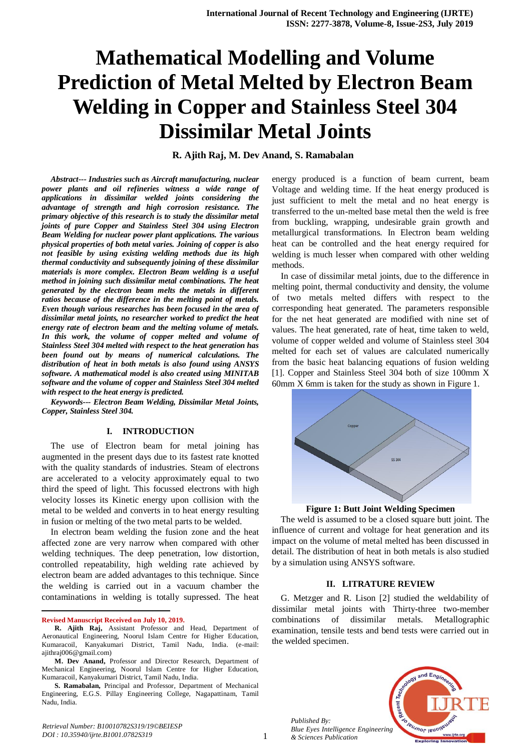# Mathematical Modelling and Volume Prediction of Metal Melted by Electron Beam Welding in Copper and Stainless Steel 304 Dissimilar Metal Joints

**R. Ajith Raj, M. Dev Anand, S. Ramabalan**

***Abstract--- Industries such as Aircraft manufacturing, nuclear power plants and oil refineries witness a wide range of applications in dissimilar welded joints considering the advantage of strength and high corrosion resistance. The primary objective of this research is to study the dissimilar metal joints of pure Copper and Stainless Steel 304 using Electron Beam Welding for nuclear power plant applications. The various physical properties of both metals varies. Joining of copper is also not feasible by using existing welding methods due its high thermal conductivity and subsequently joining of these dissimilar materials is more complex. Electron Beam welding is a useful method in joining such dissimilar metal combinations. The heat generated by the electron beam melts the metals in different ratios because of the difference in the melting point of metals. Even though various researches has been focused in the area of dissimilar metal joints, no researcher worked to predict the heat energy rate of electron beam and the melting volume of metals. In this work, the volume of copper melted and volume of Stainless Steel 304 melted with respect to the heat generation has been found out by means of numerical calculations. The distribution of heat in both metals is also found using ANSYS software. A mathematical model is also created using MINITAB software and the volume of copper and Stainless Steel 304 melted with respect to the heat energy is predicted.***

***Keywords--- Electron Beam Welding, Dissimilar Metal Joints, Copper, Stainless Steel 304.***

## I. INTRODUCTION

The use of Electron beam for metal joining has augmented in the present days due to its fastest rate knotted with the quality standards of industries. Steam of electrons are accelerated to a velocity approximately equal to two third the speed of light. This focussed electrons with high velocity losses its Kinetic energy upon collision with the metal to be welded and converts in to heat energy resulting in fusion or melting of the two metal parts to be welded.

In electron beam welding the fusion zone and the heat affected zone are very narrow when compared with other welding techniques. The deep penetration, low distortion, controlled repeatability, high welding rate achieved by electron beam are added advantages to this technique. Since the welding is carried out in a vacuum chamber the contaminations in welding is totally supressed. The heat energy produced is a function of beam current, beam Voltage and welding time. If the heat energy produced is just sufficient to melt the metal and no heat energy is transferred to the un-melted base metal then the weld is free from buckling, wrapping, undesirable grain growth and metallurgical transformations. In Electron beam welding heat can be controlled and the heat energy required for welding is much lesser when compared with other welding methods.

In case of dissimilar metal joints, due to the difference in melting point, thermal conductivity and density, the volume of two metals melted differs with respect to the corresponding heat generated. The parameters responsible for the net heat generated are modified with nine set of values. The heat generated, rate of heat, time taken to weld, volume of copper welded and volume of Stainless steel 304 melted for each set of values are calculated numerically from the basic heat balancing equations of fusion welding [1]. Copper and Stainless Steel 304 both of size 100mm X 60mm X 6mm is taken for the study as shown in Figure 1.

**Figure 1: Butt Joint Welding Specimen**

The weld is assumed to be a closed square butt joint. The influence of current and voltage for heat generation and its impact on the volume of metal melted has been discussed in detail. The distribution of heat in both metals is also studied by a simulation using ANSYS software.

## II. LITRATURE REVIEW

G. Metzger and R. Lison [2] studied the weldability of dissimilar metal joints with Thirty-three two-member combinations of dissimilar metals. Metallographic examination, tensile tests and bend tests were carried out in the welded specimen.

---

**Revised Manuscript Received on July 10, 2019.**

**R. Ajith Raj,** Assistant Professor and Head, Department of Aeronautical Engineering, Noorul Islam Centre for Higher Education, Kumaracoil, Kanyakumari District, Tamil Nadu, India. (e-mail: ajithraj006@gmail.com)

**M. Dev Anand,** Professor and Director Research, Department of Mechanical Engineering, Noorul Islam Centre for Higher Education, Kumaracoil, Kanyakumari District, Tamil Nadu, India.

**S. Ramabalan,** Principal and Professor, Department of Mechanical Engineering, E.G.S. Pillay Engineering College, Nagapattinam, Tamil Nadu, India.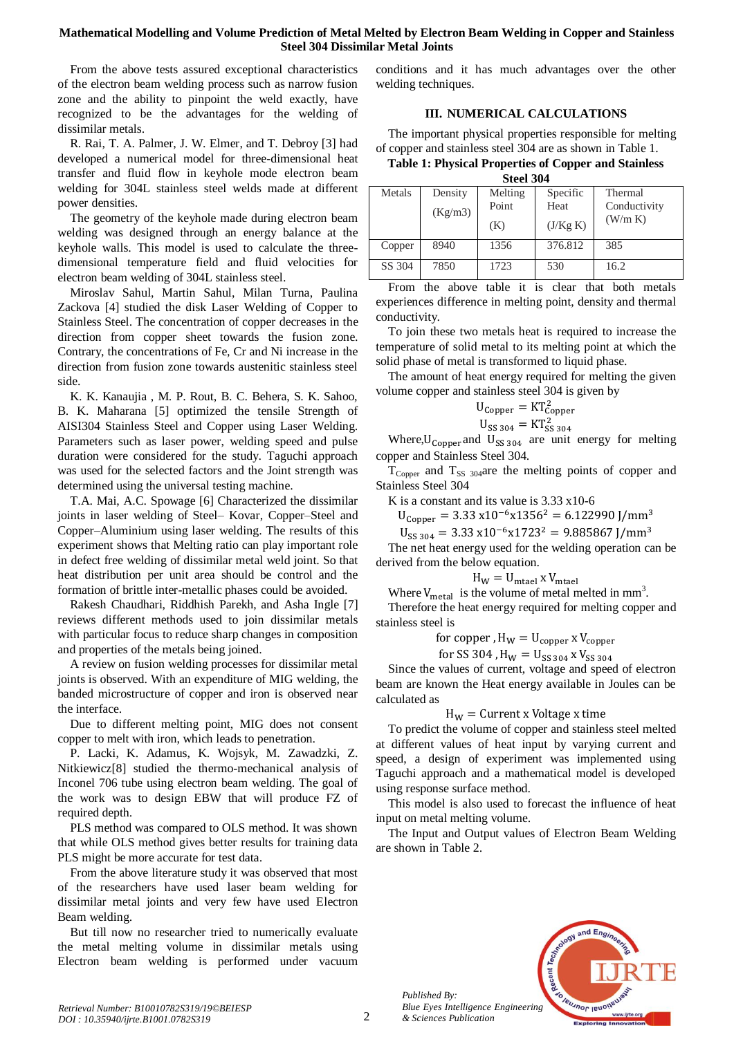From the above tests assured exceptional characteristics of the electron beam welding process such as narrow fusion zone and the ability to pinpoint the weld exactly, have recognized to be the advantages for the welding of dissimilar metals.

R. Rai, T. A. Palmer, J. W. Elmer, and T. Debroy [3] had developed a numerical model for three-dimensional heat transfer and fluid flow in keyhole mode electron beam welding for 304L stainless steel welds made at different power densities.

The geometry of the keyhole made during electron beam welding was designed through an energy balance at the keyhole walls. This model is used to calculate the three-dimensional temperature field and fluid velocities for electron beam welding of 304L stainless steel.

Miroslav Sahul, Martin Sahul, Milan Turna, Paulina Zackova [4] studied the disk Laser Welding of Copper to Stainless Steel. The concentration of copper decreases in the direction from copper sheet towards the fusion zone. Contrary, the concentrations of Fe, Cr and Ni increase in the direction from fusion zone towards austenitic stainless steel side.

K. K. Kanaujia , M. P. Rout, B. C. Behera, S. K. Sahoo, B. K. Maharana [5] optimized the tensile Strength of AISI304 Stainless Steel and Copper using Laser Welding. Parameters such as laser power, welding speed and pulse duration were considered for the study. Taguchi approach was used for the selected factors and the Joint strength was determined using the universal testing machine.

T.A. Mai, A.C. Spowage [6] Characterized the dissimilar joints in laser welding of Steel– Kovar, Copper–Steel and Copper–Aluminium using laser welding. The results of this experiment shows that Melting ratio can play important role in defect free welding of dissimilar metal weld joint. So that heat distribution per unit area should be control and the formation of brittle inter-metallic phases could be avoided.

Rakesh Chaudhari, Riddhish Parekh, and Asha Ingle [7] reviews different methods used to join dissimilar metals with particular focus to reduce sharp changes in composition and properties of the metals being joined.

A review on fusion welding processes for dissimilar metal joints is observed. With an expenditure of MIG welding, the banded microstructure of copper and iron is observed near the interface.

Due to different melting point, MIG does not consent copper to melt with iron, which leads to penetration.

P. Lacki, K. Adamus, K. Wojsyk, M. Zawadzki, Z. Nitkiewicz[8] studied the thermo-mechanical analysis of Inconel 706 tube using electron beam welding. The goal of the work was to design EBW that will produce FZ of required depth.

PLS method was compared to OLS method. It was shown that while OLS method gives better results for training data PLS might be more accurate for test data.

From the above literature study it was observed that most of the researchers have used laser beam welding for dissimilar metal joints and very few have used Electron Beam welding.

But till now no researcher tried to numerically evaluate the metal melting volume in dissimilar metals using Electron beam welding is performed under vacuum conditions and it has much advantages over the other welding techniques.

## III. NUMERICAL CALCULATIONS

The important physical properties responsible for melting of copper and stainless steel 304 are as shown in Table 1.

**Table 1: Physical Properties of Copper and Stainless Steel 304**

| Metals | Density (Kg/m3) | Melting Point (K) | Specific Heat (J/Kg K) | Thermal Conductivity (W/m K) |
|---|---|---|---|---|
| Copper | 8940 | 1356 | 376.812 | 385 |
| SS 304 | 7850 | 1723 | 530 | 16.2 |

From the above table it is clear that both metals experiences difference in melting point, density and thermal conductivity.

To join these two metals heat is required to increase the temperature of solid metal to its melting point at which the solid phase of metal is transformed to liquid phase.

The amount of heat energy required for melting the given volume copper and stainless steel 304 is given by

$$U_{Copper} = KT_{Copper}^{2}$$

$$U_{SS\ 304} = KT_{SS\ 304}^{2}$$

Where, $U_{Copper}$ and $U_{SS\ 304}$ are unit energy for melting copper and Stainless Steel 304.

$T_{Copper}$ and $T_{SS\ 304}$ are the melting points of copper and Stainless Steel 304

K is a constant and its value is 3.33 x10-6

$$U_{Copper} = 3.33\ x10^{-6}x1356^{2} = 6.122990\ J/mm^{3}$$

$$U_{SS\ 304} = 3.33\ x10^{-6}x1723^{2} = 9.885867\ J/mm^{3}$$

The net heat energy used for the welding operation can be derived from the below equation.

$$H_{W} = U_{mtael}\ x\ V_{mtael}$$

Where $V_{metal}$ is the volume of metal melted in $mm^3$.

Therefore the heat energy required for melting copper and stainless steel is

$$\text{for copper}, H_{W} = U_{copper}\ x\ V_{copper}$$

$$\text{for SS 304}, H_{W} = U_{SS\ 304}\ x\ V_{SS\ 304}$$

Since the values of current, voltage and speed of electron beam are known the Heat energy available in Joules can be calculated as

$$H_{W} = \text{Current x Voltage x time}$$

To predict the volume of copper and stainless steel melted at different values of heat input by varying current and speed, a design of experiment was implemented using Taguchi approach and a mathematical model is developed using response surface method.

This model is also used to forecast the influence of heat input on metal melting volume.

The Input and Output values of Electron Beam Welding are shown in Table 2.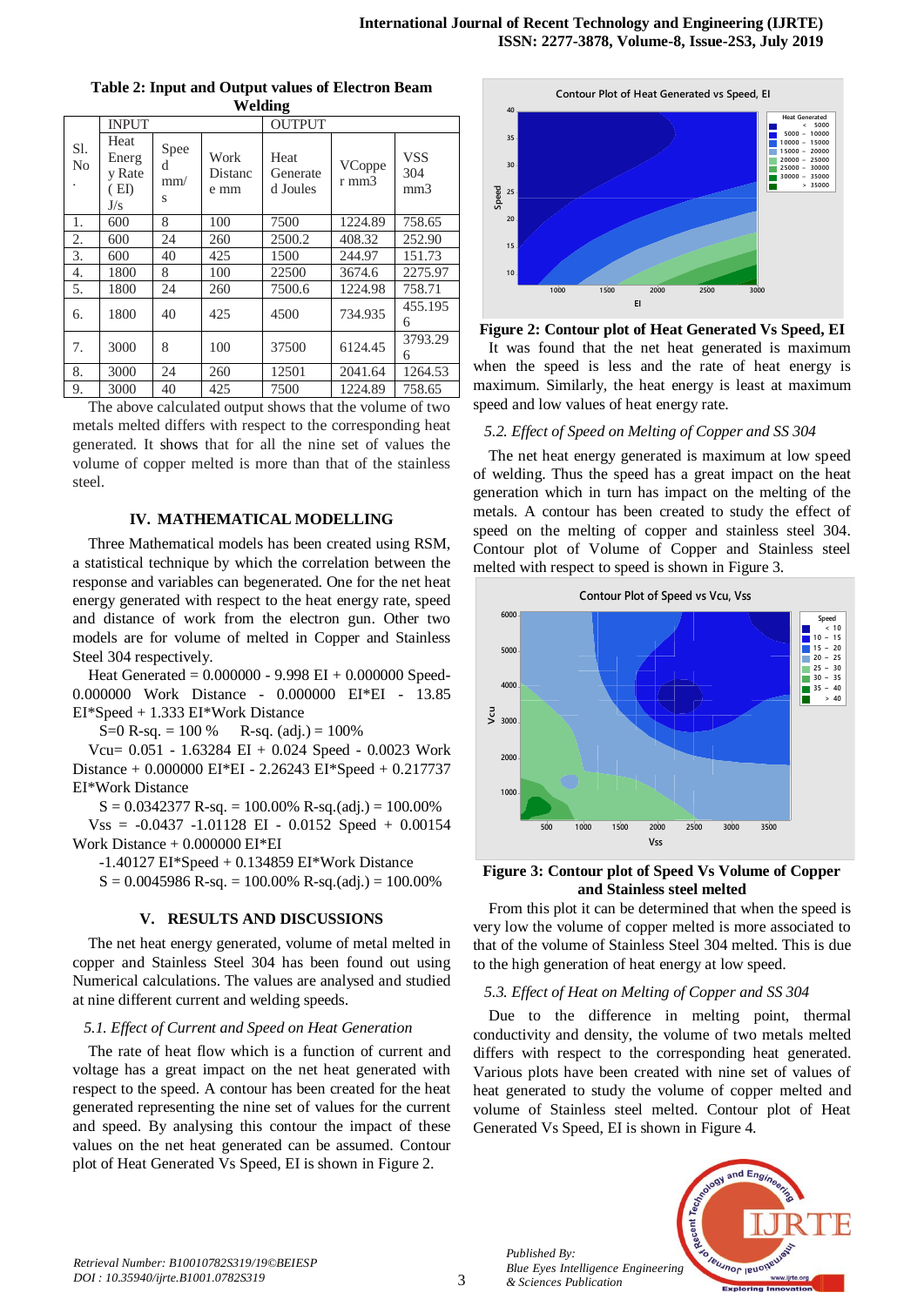**Table 2: Input and Output values of Electron Beam Welding**

| Sl. No. | INPUT | | | OUTPUT | | |
|---|---|---|---|---|---|---|
| | Heat Energy Rate (EI) J/s | Speed mm/s | Work Distance mm | Heat Generated Joules | VCopper mm3 | VSS 304 mm3 |
| 1. | 600 | 8 | 100 | 7500 | 1224.89 | 758.65 |
| 2. | 600 | 24 | 260 | 2500.2 | 408.32 | 252.90 |
| 3. | 600 | 40 | 425 | 1500 | 244.97 | 151.73 |
| 4. | 1800 | 8 | 100 | 22500 | 3674.6 | 2275.97 |
| 5. | 1800 | 24 | 260 | 7500.6 | 1224.98 | 758.71 |
| 6. | 1800 | 40 | 425 | 4500 | 734.935 | 455.1956 |
| 7. | 3000 | 8 | 100 | 37500 | 6124.45 | 3793.296 |
| 8. | 3000 | 24 | 260 | 12501 | 2041.64 | 1264.53 |
| 9. | 3000 | 40 | 425 | 7500 | 1224.89 | 758.65 |

The above calculated output shows that the volume of two metals melted differs with respect to the corresponding heat generated. It shows that for all the nine set of values the volume of copper melted is more than that of the stainless steel.

## IV. MATHEMATICAL MODELLING

Three Mathematical models has been created using RSM, a statistical technique by which the correlation between the response and variables can begenerated. One for the net heat energy generated with respect to the heat energy rate, speed and distance of work from the electron gun. Other two models are for volume of melted in Copper and Stainless Steel 304 respectively.

Heat Generated = 0.000000 - 9.998 EI + 0.000000 Speed- 0.000000 Work Distance - 0.000000 EI\*EI - 13.85 EI\*Speed + 1.333 EI\*Work Distance

S=0 R-sq. = 100 % R-sq. (adj.) = 100%

Vcu= 0.051 - 1.63284 EI + 0.024 Speed - 0.0023 Work Distance + 0.000000 EI\*EI - 2.26243 EI\*Speed + 0.217737 EI\*Work Distance

S = 0.0342377 R-sq. = 100.00% R-sq.(adj.) = 100.00%

Vss = -0.0437 -1.01128 EI - 0.0152 Speed + 0.00154 Work Distance + 0.000000 EI\*EI -1.40127 EI\*Speed + 0.134859 EI\*Work Distance

S = 0.0045986 R-sq. = 100.00% R-sq.(adj.) = 100.00%

## V. RESULTS AND DISCUSSIONS

The net heat energy generated, volume of metal melted in copper and Stainless Steel 304 has been found out using Numerical calculations. The values are analysed and studied at nine different current and welding speeds.

### *5.1. Effect of Current and Speed on Heat Generation*

The rate of heat flow which is a function of current and voltage has a great impact on the net heat generated with respect to the speed. A contour has been created for the heat generated representing the nine set of values for the current and speed. By analysing this contour the impact of these values on the net heat generated can be assumed. Contour plot of Heat Generated Vs Speed, EI is shown in Figure 2.

**Figure 2: Contour plot of Heat Generated Vs Speed, EI**

It was found that the net heat generated is maximum when the speed is less and the rate of heat energy is maximum. Similarly, the heat energy is least at maximum speed and low values of heat energy rate.

### *5.2. Effect of Speed on Melting of Copper and SS 304*

The net heat energy generated is maximum at low speed of welding. Thus the speed has a great impact on the heat generation which in turn has impact on the melting of the metals. A contour has been created to study the effect of speed on the melting of copper and stainless steel 304. Contour plot of Volume of Copper and Stainless steel melted with respect to speed is shown in Figure 3.

**Figure 3: Contour plot of Speed Vs Volume of Copper and Stainless steel melted**

From this plot it can be determined that when the speed is very low the volume of copper melted is more associated to that of the volume of Stainless Steel 304 melted. This is due to the high generation of heat energy at low speed.

### *5.3. Effect of Heat on Melting of Copper and SS 304*

Due to the difference in melting point, thermal conductivity and density, the volume of two metals melted differs with respect to the corresponding heat generated. Various plots have been created with nine set of values of heat generated to study the volume of copper melted and volume of Stainless steel melted. Contour plot of Heat Generated Vs Speed, EI is shown in Figure 4.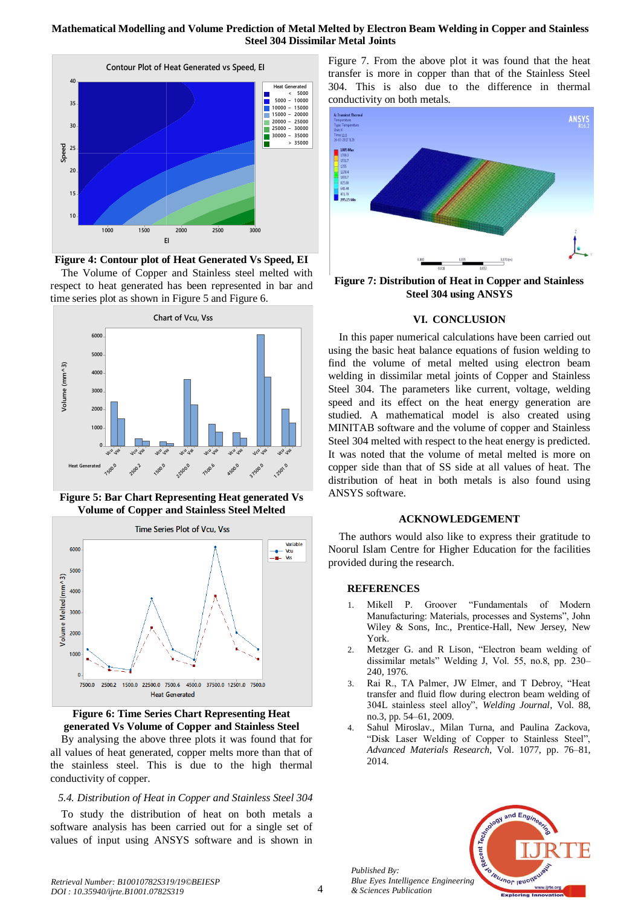**Figure 4: Contour plot of Heat Generated Vs Speed, EI**

The Volume of Copper and Stainless steel melted with respect to heat generated has been represented in bar and time series plot as shown in Figure 5 and Figure 6.

**Figure 5: Bar Chart Representing Heat generated Vs Volume of Copper and Stainless Steel Melted**

**Figure 6: Time Series Chart Representing Heat generated Vs Volume of Copper and Stainless Steel**

By analysing the above three plots it was found that for all values of heat generated, copper melts more than that of the stainless steel. This is due to the high thermal conductivity of copper.

### *5.4. Distribution of Heat in Copper and Stainless Steel 304*

To study the distribution of heat on both metals a software analysis has been carried out for a single set of values of input using ANSYS software and is shown in Figure 7. From the above plot it was found that the heat transfer is more in copper than that of the Stainless Steel 304. This is also due to the difference in thermal conductivity on both metals.

**Figure 7: Distribution of Heat in Copper and Stainless Steel 304 using ANSYS**

## VI. CONCLUSION

In this paper numerical calculations have been carried out using the basic heat balance equations of fusion welding to find the volume of metal melted using electron beam welding in dissimilar metal joints of Copper and Stainless Steel 304. The parameters like current, voltage, welding speed and its effect on the heat energy generation are studied. A mathematical model is also created using MINITAB software and the volume of copper and Stainless Steel 304 melted with respect to the heat energy is predicted. It was noted that the volume of metal melted is more on copper side than that of SS side at all values of heat. The distribution of heat in both metals is also found using ANSYS software.

## ACKNOWLEDGEMENT

The authors would also like to express their gratitude to Noorul Islam Centre for Higher Education for the facilities provided during the research.

## REFERENCES

1. Mikell P. Groover "Fundamentals of Modern Manufacturing: Materials, processes and Systems", John Wiley & Sons, Inc., Prentice-Hall, New Jersey, New York.
2. Metzger G. and R Lison, "Electron beam welding of dissimilar metals" Welding J, Vol. 55, no.8, pp. 230–240, 1976.
3. Rai R., TA Palmer, JW Elmer, and T Debroy, "Heat transfer and fluid flow during electron beam welding of 304L stainless steel alloy", *Welding Journal*, Vol. 88, no.3, pp. 54–61, 2009.
4. Sahul Miroslav., Milan Turna, and Paulina Zackova, "Disk Laser Welding of Copper to Stainless Steel", *Advanced Materials Research*, Vol. 1077, pp. 76–81, 2014.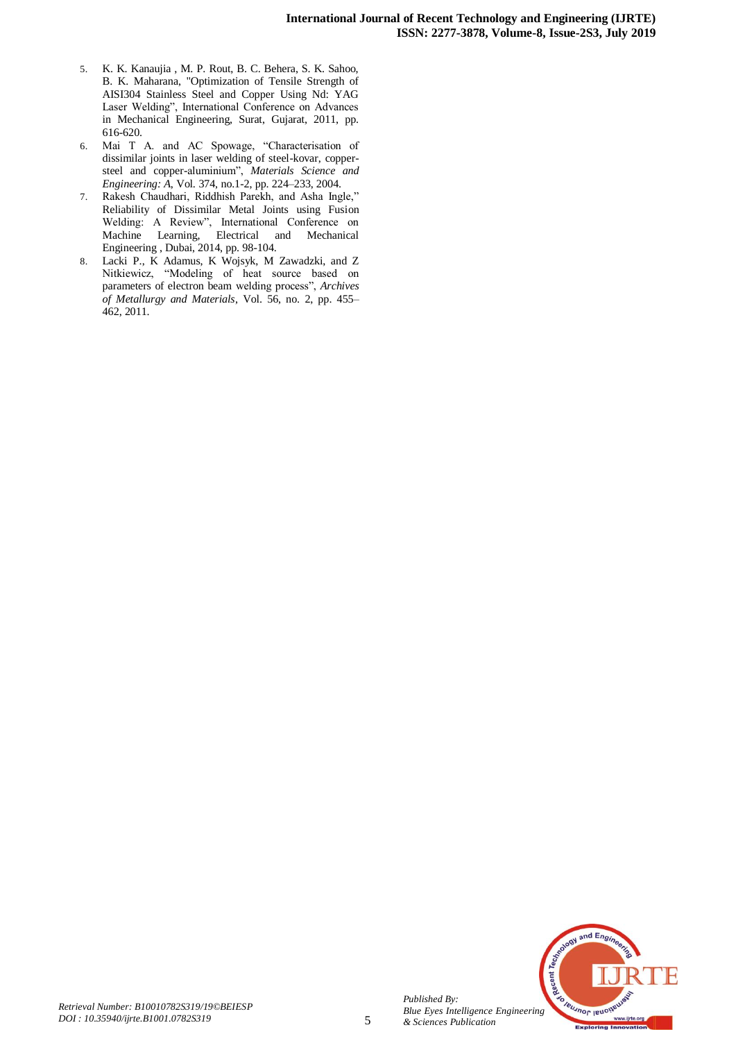5. K. K. Kanaujia , M. P. Rout, B. C. Behera, S. K. Sahoo, B. K. Maharana, "Optimization of Tensile Strength of AISI304 Stainless Steel and Copper Using Nd: YAG Laser Welding", International Conference on Advances in Mechanical Engineering, Surat, Gujarat, 2011, pp. 616-620.
6. Mai T A. and AC Spowage, "Characterisation of dissimilar joints in laser welding of steel-kovar, copper-steel and copper-aluminium", *Materials Science and Engineering: A*, Vol. 374, no.1-2, pp. 224–233, 2004.
7. Rakesh Chaudhari, Riddhish Parekh, and Asha Ingle," Reliability of Dissimilar Metal Joints using Fusion Welding: A Review", International Conference on Machine Learning, Electrical and Mechanical Engineering , Dubai, 2014, pp. 98-104.
8. Lacki P., K Adamus, K Wojsyk, M Zawadzki, and Z Nitkiewicz, "Modeling of heat source based on parameters of electron beam welding process", *Archives of Metallurgy and Materials*, Vol. 56, no. 2, pp. 455–462, 2011.